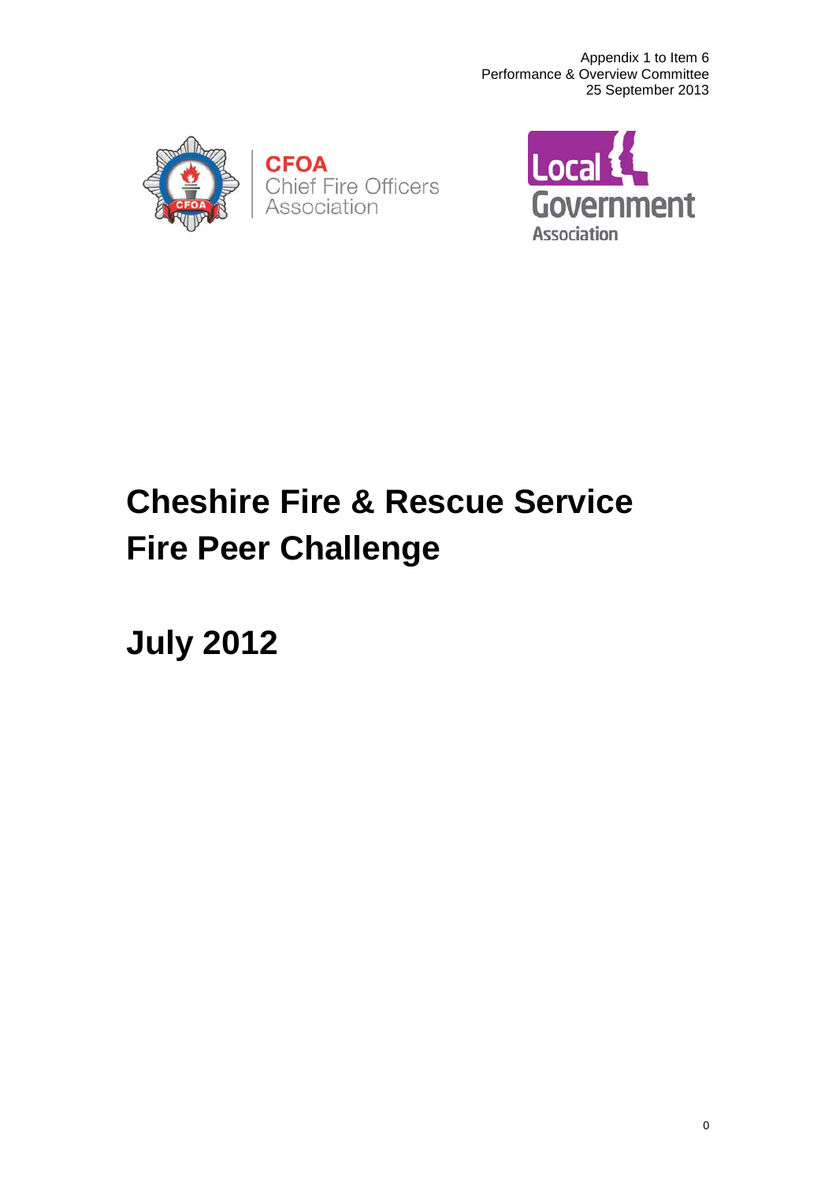Appendix 1 to Item 6
Performance & Overview Committee
25 September 2013

CFOA Chief Fire Officers Association

Local Government Association

# Cheshire Fire & Rescue Service Fire Peer Challenge

# July 2012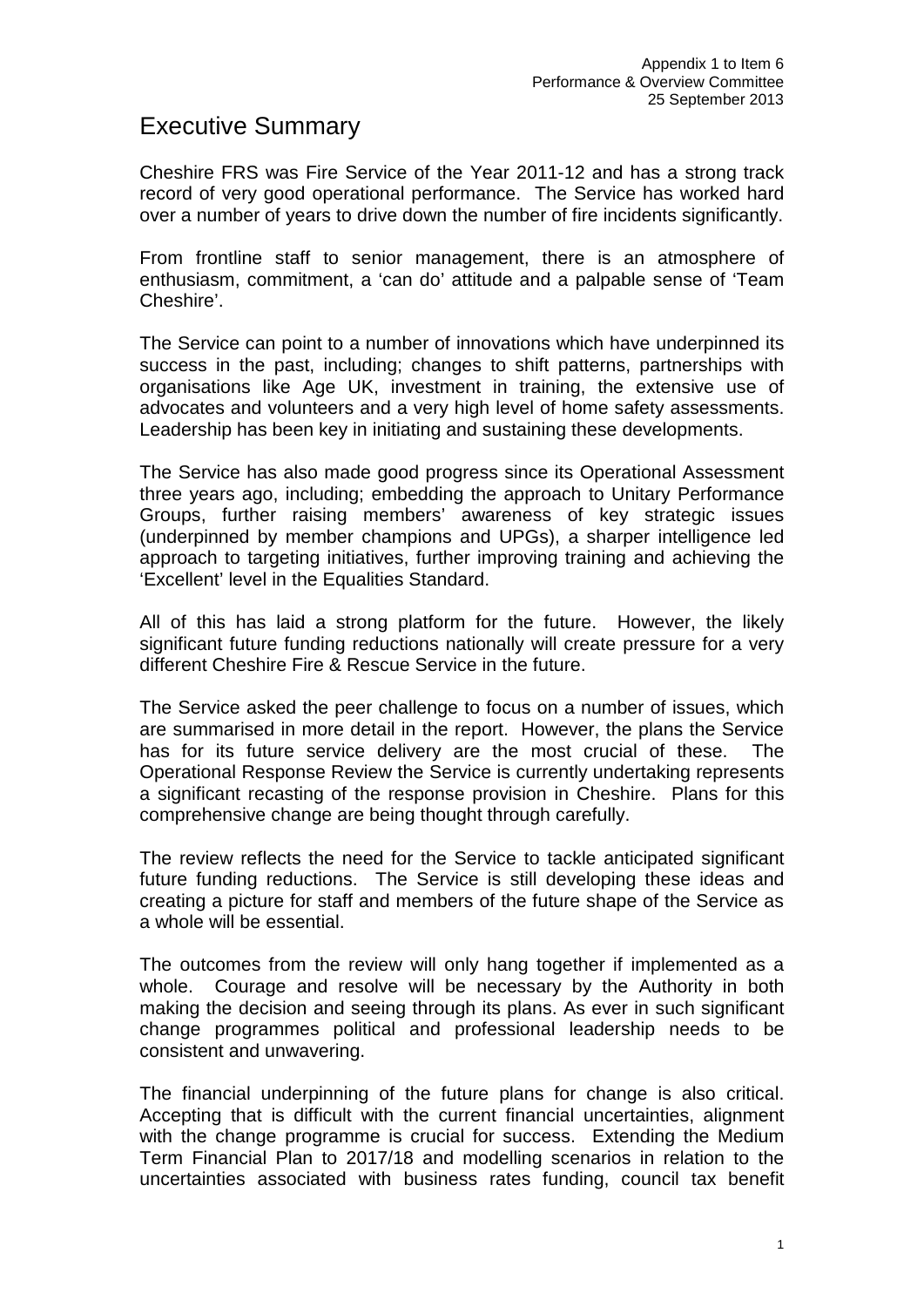# Executive Summary

Cheshire FRS was Fire Service of the Year 2011-12 and has a strong track record of very good operational performance. The Service has worked hard over a number of years to drive down the number of fire incidents significantly.

From frontline staff to senior management, there is an atmosphere of enthusiasm, commitment, a 'can do' attitude and a palpable sense of 'Team Cheshire'.

The Service can point to a number of innovations which have underpinned its success in the past, including; changes to shift patterns, partnerships with organisations like Age UK, investment in training, the extensive use of advocates and volunteers and a very high level of home safety assessments. Leadership has been key in initiating and sustaining these developments.

The Service has also made good progress since its Operational Assessment three years ago, including; embedding the approach to Unitary Performance Groups, further raising members' awareness of key strategic issues (underpinned by member champions and UPGs), a sharper intelligence led approach to targeting initiatives, further improving training and achieving the 'Excellent' level in the Equalities Standard.

All of this has laid a strong platform for the future. However, the likely significant future funding reductions nationally will create pressure for a very different Cheshire Fire & Rescue Service in the future.

The Service asked the peer challenge to focus on a number of issues, which are summarised in more detail in the report. However, the plans the Service has for its future service delivery are the most crucial of these. The Operational Response Review the Service is currently undertaking represents a significant recasting of the response provision in Cheshire. Plans for this comprehensive change are being thought through carefully.

The review reflects the need for the Service to tackle anticipated significant future funding reductions. The Service is still developing these ideas and creating a picture for staff and members of the future shape of the Service as a whole will be essential.

The outcomes from the review will only hang together if implemented as a whole. Courage and resolve will be necessary by the Authority in both making the decision and seeing through its plans. As ever in such significant change programmes political and professional leadership needs to be consistent and unwavering.

The financial underpinning of the future plans for change is also critical. Accepting that is difficult with the current financial uncertainties, alignment with the change programme is crucial for success. Extending the Medium Term Financial Plan to 2017/18 and modelling scenarios in relation to the uncertainties associated with business rates funding, council tax benefit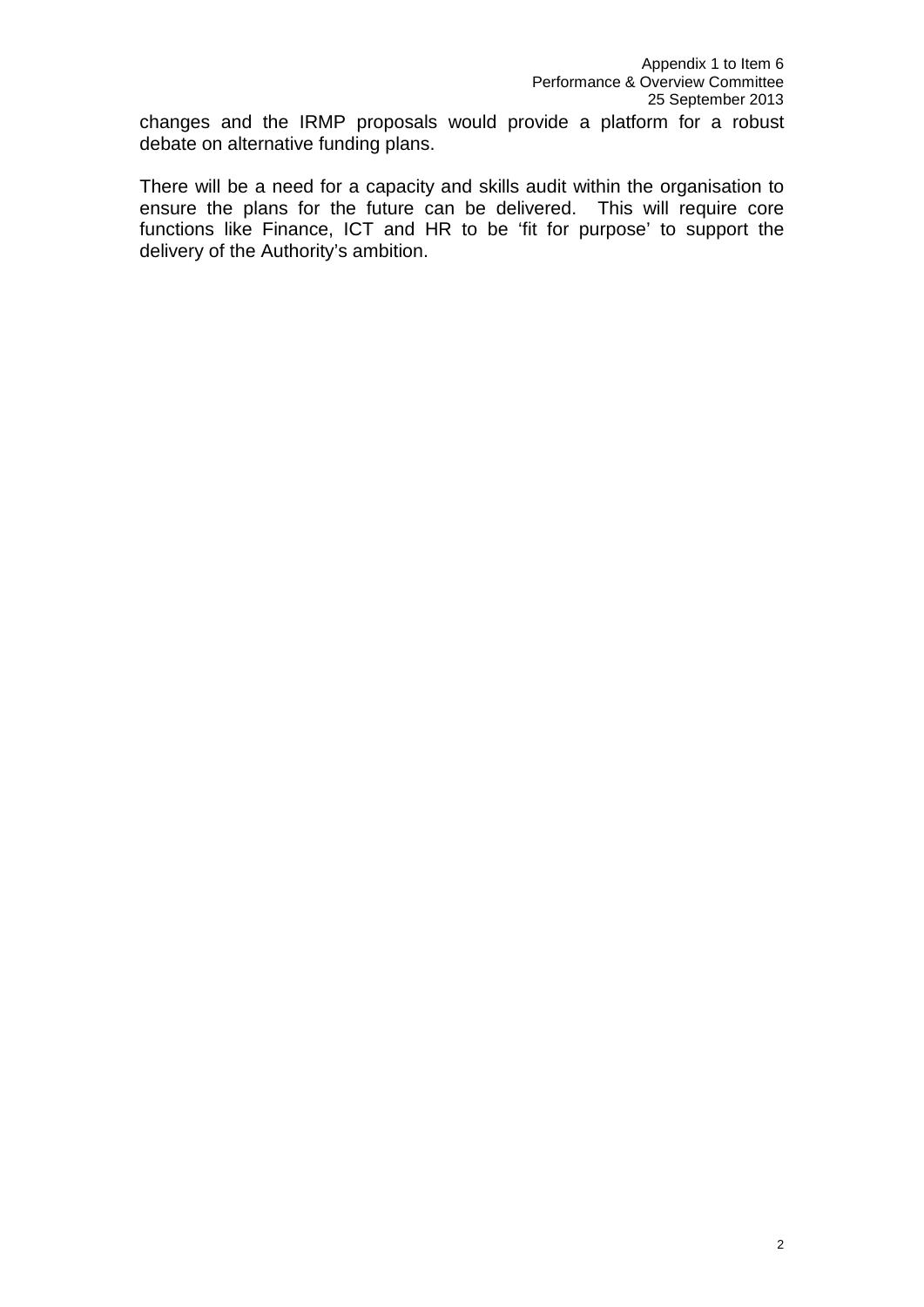changes and the IRMP proposals would provide a platform for a robust debate on alternative funding plans.

There will be a need for a capacity and skills audit within the organisation to ensure the plans for the future can be delivered. This will require core functions like Finance, ICT and HR to be 'fit for purpose' to support the delivery of the Authority's ambition.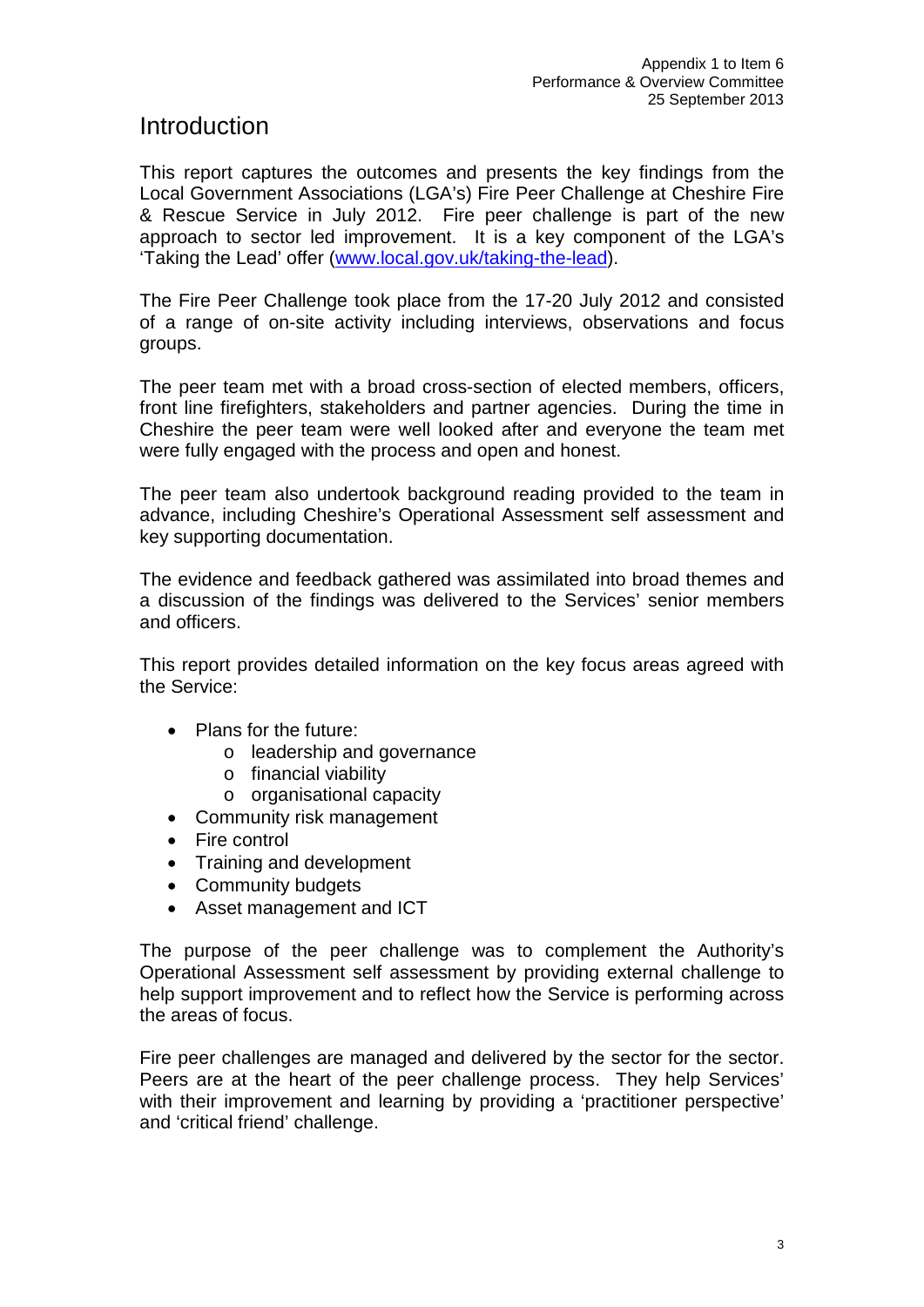Appendix 1 to Item 6
Performance & Overview Committee
25 September 2013

# Introduction

This report captures the outcomes and presents the key findings from the Local Government Associations (LGA's) Fire Peer Challenge at Cheshire Fire & Rescue Service in July 2012. Fire peer challenge is part of the new approach to sector led improvement. It is a key component of the LGA's 'Taking the Lead' offer (www.local.gov.uk/taking-the-lead).

The Fire Peer Challenge took place from the 17-20 July 2012 and consisted of a range of on-site activity including interviews, observations and focus groups.

The peer team met with a broad cross-section of elected members, officers, front line firefighters, stakeholders and partner agencies. During the time in Cheshire the peer team were well looked after and everyone the team met were fully engaged with the process and open and honest.

The peer team also undertook background reading provided to the team in advance, including Cheshire's Operational Assessment self assessment and key supporting documentation.

The evidence and feedback gathered was assimilated into broad themes and a discussion of the findings was delivered to the Services' senior members and officers.

This report provides detailed information on the key focus areas agreed with the Service:

- Plans for the future:
  - leadership and governance
  - financial viability
  - organisational capacity
- Community risk management
- Fire control
- Training and development
- Community budgets
- Asset management and ICT

The purpose of the peer challenge was to complement the Authority's Operational Assessment self assessment by providing external challenge to help support improvement and to reflect how the Service is performing across the areas of focus.

Fire peer challenges are managed and delivered by the sector for the sector. Peers are at the heart of the peer challenge process. They help Services' with their improvement and learning by providing a 'practitioner perspective' and 'critical friend' challenge.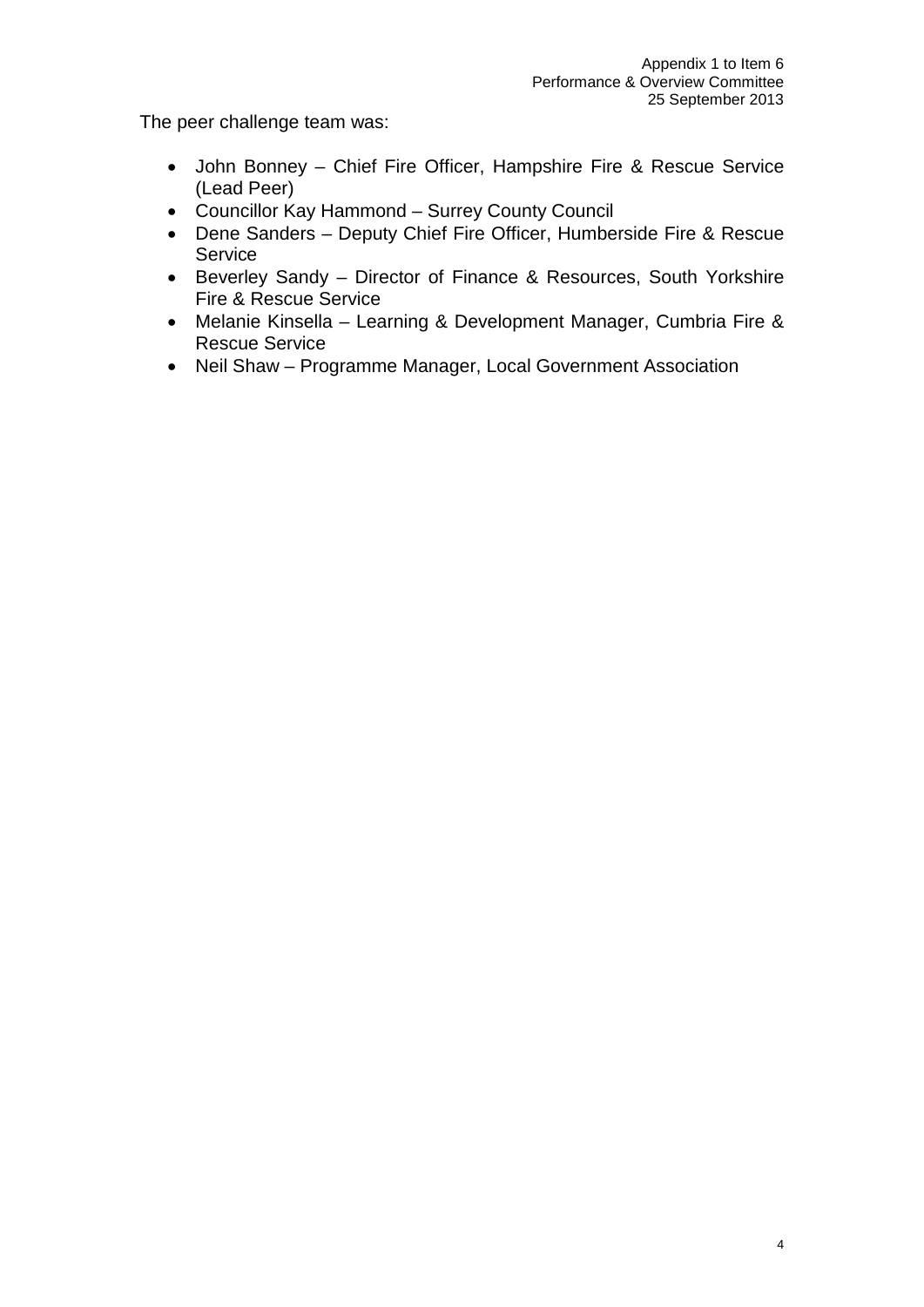The peer challenge team was:

- John Bonney – Chief Fire Officer, Hampshire Fire & Rescue Service (Lead Peer)
- Councillor Kay Hammond – Surrey County Council
- Dene Sanders – Deputy Chief Fire Officer, Humberside Fire & Rescue Service
- Beverley Sandy – Director of Finance & Resources, South Yorkshire Fire & Rescue Service
- Melanie Kinsella – Learning & Development Manager, Cumbria Fire & Rescue Service
- Neil Shaw – Programme Manager, Local Government Association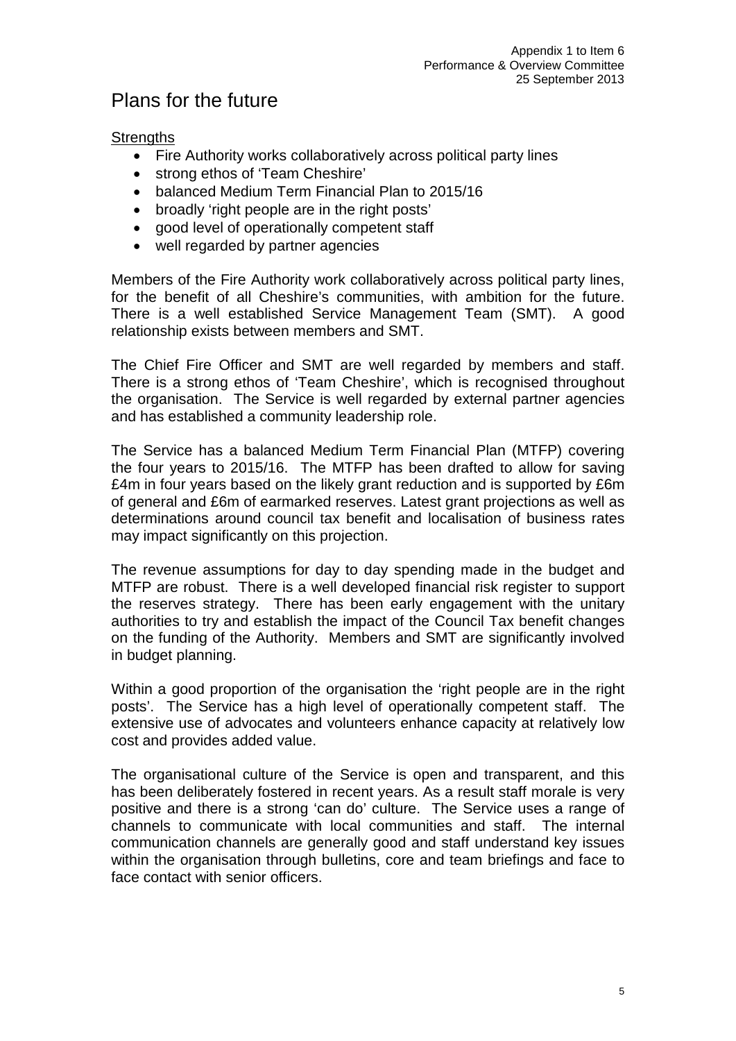# Plans for the future

Strengths

- Fire Authority works collaboratively across political party lines
- strong ethos of 'Team Cheshire'
- balanced Medium Term Financial Plan to 2015/16
- broadly 'right people are in the right posts'
- good level of operationally competent staff
- well regarded by partner agencies

Members of the Fire Authority work collaboratively across political party lines, for the benefit of all Cheshire's communities, with ambition for the future. There is a well established Service Management Team (SMT). A good relationship exists between members and SMT.

The Chief Fire Officer and SMT are well regarded by members and staff. There is a strong ethos of 'Team Cheshire', which is recognised throughout the organisation. The Service is well regarded by external partner agencies and has established a community leadership role.

The Service has a balanced Medium Term Financial Plan (MTFP) covering the four years to 2015/16. The MTFP has been drafted to allow for saving £4m in four years based on the likely grant reduction and is supported by £6m of general and £6m of earmarked reserves. Latest grant projections as well as determinations around council tax benefit and localisation of business rates may impact significantly on this projection.

The revenue assumptions for day to day spending made in the budget and MTFP are robust. There is a well developed financial risk register to support the reserves strategy. There has been early engagement with the unitary authorities to try and establish the impact of the Council Tax benefit changes on the funding of the Authority. Members and SMT are significantly involved in budget planning.

Within a good proportion of the organisation the 'right people are in the right posts'. The Service has a high level of operationally competent staff. The extensive use of advocates and volunteers enhance capacity at relatively low cost and provides added value.

The organisational culture of the Service is open and transparent, and this has been deliberately fostered in recent years. As a result staff morale is very positive and there is a strong 'can do' culture. The Service uses a range of channels to communicate with local communities and staff. The internal communication channels are generally good and staff understand key issues within the organisation through bulletins, core and team briefings and face to face contact with senior officers.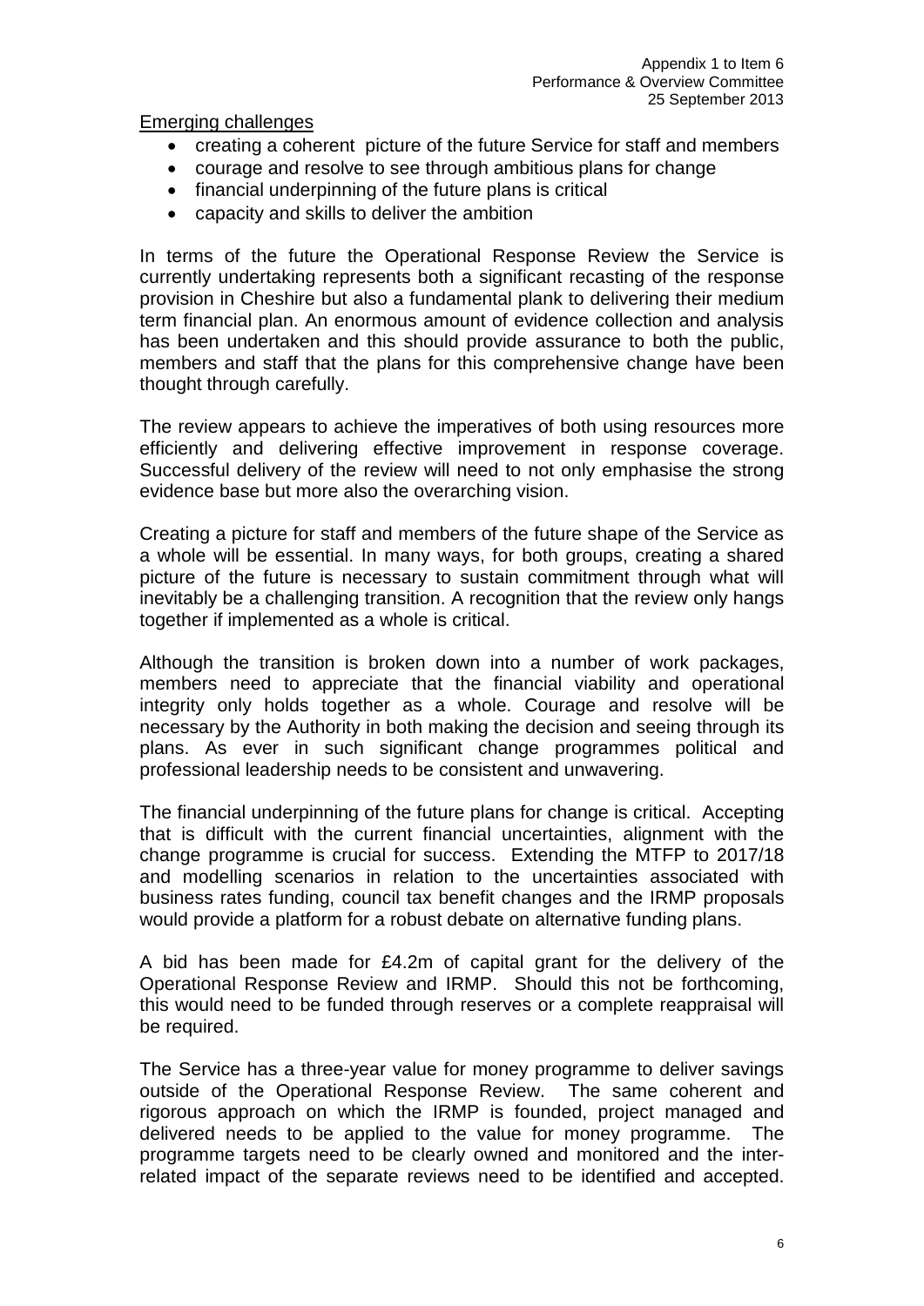Emerging challenges

- creating a coherent picture of the future Service for staff and members
- courage and resolve to see through ambitious plans for change
- financial underpinning of the future plans is critical
- capacity and skills to deliver the ambition

In terms of the future the Operational Response Review the Service is currently undertaking represents both a significant recasting of the response provision in Cheshire but also a fundamental plank to delivering their medium term financial plan. An enormous amount of evidence collection and analysis has been undertaken and this should provide assurance to both the public, members and staff that the plans for this comprehensive change have been thought through carefully.

The review appears to achieve the imperatives of both using resources more efficiently and delivering effective improvement in response coverage. Successful delivery of the review will need to not only emphasise the strong evidence base but more also the overarching vision.

Creating a picture for staff and members of the future shape of the Service as a whole will be essential. In many ways, for both groups, creating a shared picture of the future is necessary to sustain commitment through what will inevitably be a challenging transition. A recognition that the review only hangs together if implemented as a whole is critical.

Although the transition is broken down into a number of work packages, members need to appreciate that the financial viability and operational integrity only holds together as a whole. Courage and resolve will be necessary by the Authority in both making the decision and seeing through its plans. As ever in such significant change programmes political and professional leadership needs to be consistent and unwavering.

The financial underpinning of the future plans for change is critical. Accepting that is difficult with the current financial uncertainties, alignment with the change programme is crucial for success. Extending the MTFP to 2017/18 and modelling scenarios in relation to the uncertainties associated with business rates funding, council tax benefit changes and the IRMP proposals would provide a platform for a robust debate on alternative funding plans.

A bid has been made for £4.2m of capital grant for the delivery of the Operational Response Review and IRMP. Should this not be forthcoming, this would need to be funded through reserves or a complete reappraisal will be required.

The Service has a three-year value for money programme to deliver savings outside of the Operational Response Review. The same coherent and rigorous approach on which the IRMP is founded, project managed and delivered needs to be applied to the value for money programme. The programme targets need to be clearly owned and monitored and the inter-related impact of the separate reviews need to be identified and accepted.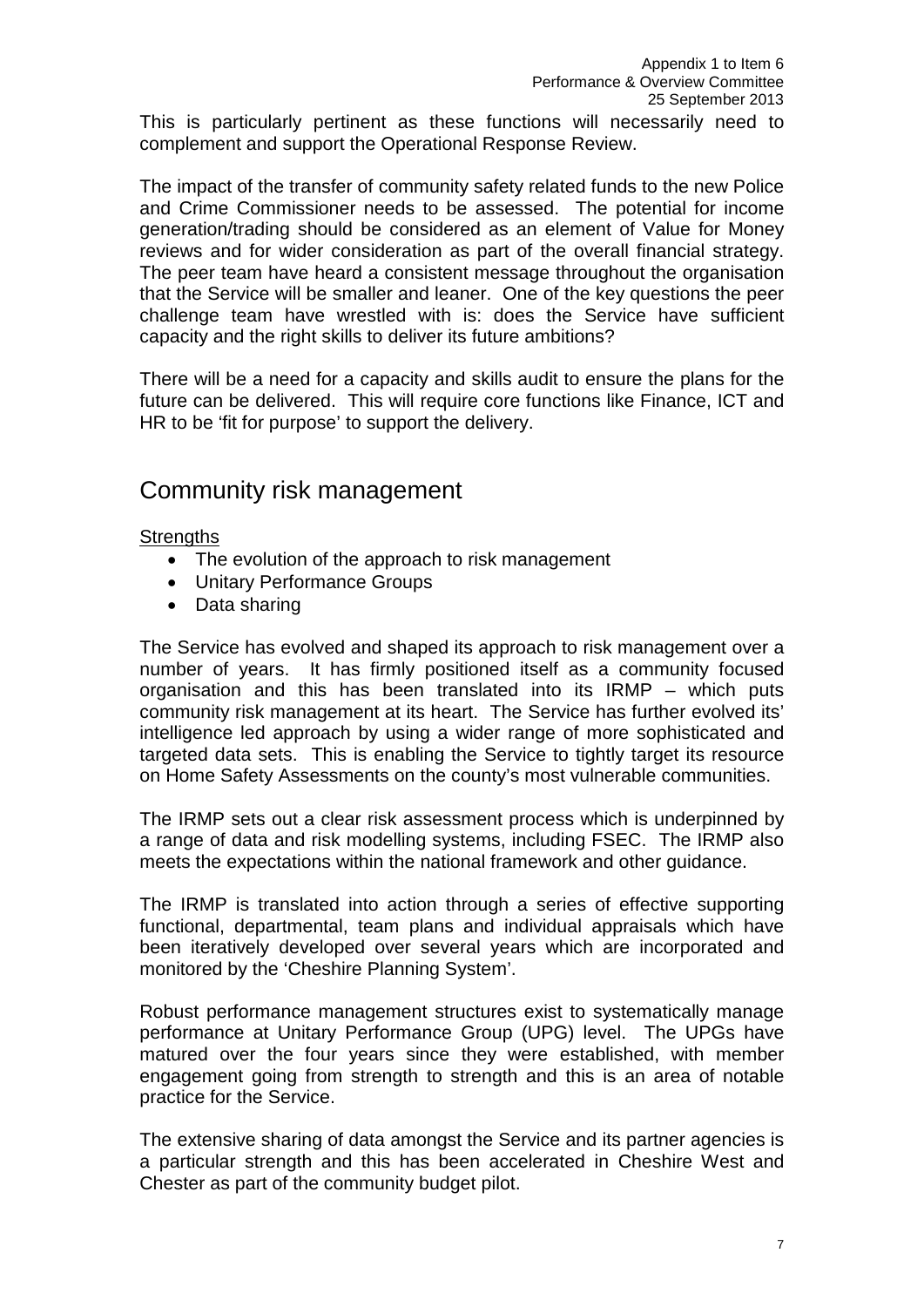This is particularly pertinent as these functions will necessarily need to complement and support the Operational Response Review.

The impact of the transfer of community safety related funds to the new Police and Crime Commissioner needs to be assessed. The potential for income generation/trading should be considered as an element of Value for Money reviews and for wider consideration as part of the overall financial strategy. The peer team have heard a consistent message throughout the organisation that the Service will be smaller and leaner. One of the key questions the peer challenge team have wrestled with is: does the Service have sufficient capacity and the right skills to deliver its future ambitions?

There will be a need for a capacity and skills audit to ensure the plans for the future can be delivered. This will require core functions like Finance, ICT and HR to be 'fit for purpose' to support the delivery.

## Community risk management

Strengths

- The evolution of the approach to risk management
- Unitary Performance Groups
- Data sharing

The Service has evolved and shaped its approach to risk management over a number of years. It has firmly positioned itself as a community focused organisation and this has been translated into its IRMP – which puts community risk management at its heart. The Service has further evolved its' intelligence led approach by using a wider range of more sophisticated and targeted data sets. This is enabling the Service to tightly target its resource on Home Safety Assessments on the county's most vulnerable communities.

The IRMP sets out a clear risk assessment process which is underpinned by a range of data and risk modelling systems, including FSEC. The IRMP also meets the expectations within the national framework and other guidance.

The IRMP is translated into action through a series of effective supporting functional, departmental, team plans and individual appraisals which have been iteratively developed over several years which are incorporated and monitored by the 'Cheshire Planning System'.

Robust performance management structures exist to systematically manage performance at Unitary Performance Group (UPG) level. The UPGs have matured over the four years since they were established, with member engagement going from strength to strength and this is an area of notable practice for the Service.

The extensive sharing of data amongst the Service and its partner agencies is a particular strength and this has been accelerated in Cheshire West and Chester as part of the community budget pilot.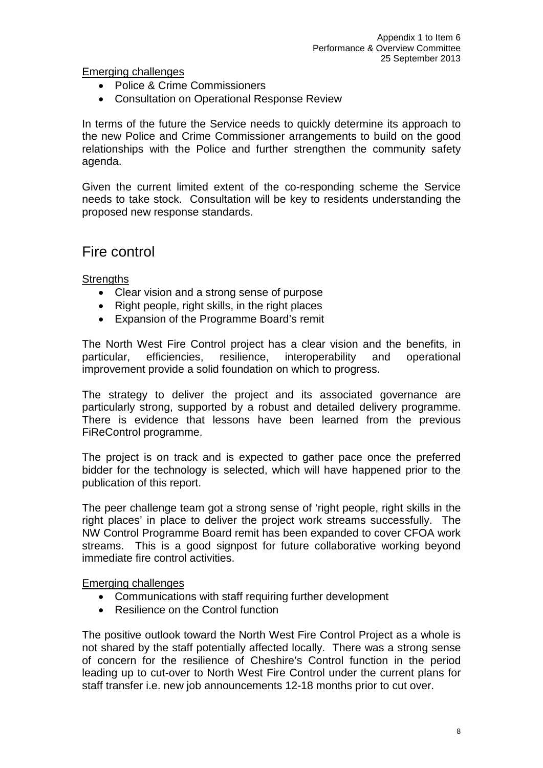Emerging challenges

- Police & Crime Commissioners
- Consultation on Operational Response Review

In terms of the future the Service needs to quickly determine its approach to the new Police and Crime Commissioner arrangements to build on the good relationships with the Police and further strengthen the community safety agenda.

Given the current limited extent of the co-responding scheme the Service needs to take stock. Consultation will be key to residents understanding the proposed new response standards.

## Fire control

Strengths

- Clear vision and a strong sense of purpose
- Right people, right skills, in the right places
- Expansion of the Programme Board's remit

The North West Fire Control project has a clear vision and the benefits, in particular, efficiencies, resilience, interoperability and operational improvement provide a solid foundation on which to progress.

The strategy to deliver the project and its associated governance are particularly strong, supported by a robust and detailed delivery programme. There is evidence that lessons have been learned from the previous FiReControl programme.

The project is on track and is expected to gather pace once the preferred bidder for the technology is selected, which will have happened prior to the publication of this report.

The peer challenge team got a strong sense of 'right people, right skills in the right places' in place to deliver the project work streams successfully. The NW Control Programme Board remit has been expanded to cover CFOA work streams. This is a good signpost for future collaborative working beyond immediate fire control activities.

Emerging challenges

- Communications with staff requiring further development
- Resilience on the Control function

The positive outlook toward the North West Fire Control Project as a whole is not shared by the staff potentially affected locally. There was a strong sense of concern for the resilience of Cheshire's Control function in the period leading up to cut-over to North West Fire Control under the current plans for staff transfer i.e. new job announcements 12-18 months prior to cut over.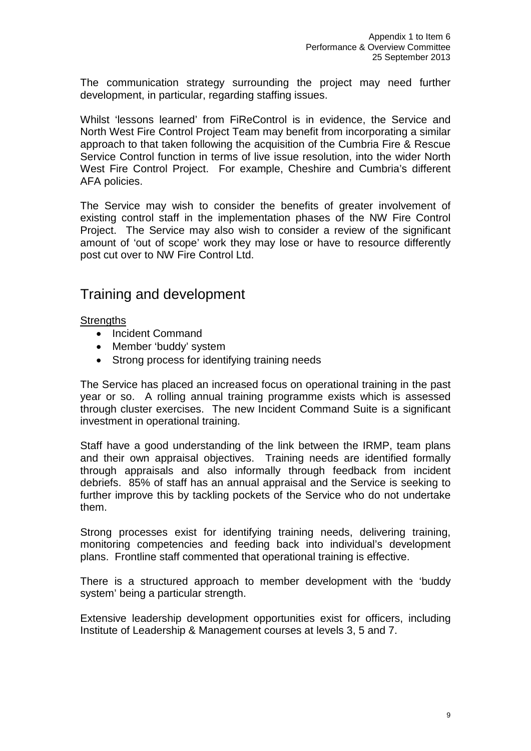The communication strategy surrounding the project may need further development, in particular, regarding staffing issues.

Whilst 'lessons learned' from FiReControl is in evidence, the Service and North West Fire Control Project Team may benefit from incorporating a similar approach to that taken following the acquisition of the Cumbria Fire & Rescue Service Control function in terms of live issue resolution, into the wider North West Fire Control Project. For example, Cheshire and Cumbria's different AFA policies.

The Service may wish to consider the benefits of greater involvement of existing control staff in the implementation phases of the NW Fire Control Project. The Service may also wish to consider a review of the significant amount of 'out of scope' work they may lose or have to resource differently post cut over to NW Fire Control Ltd.

## Training and development

Strengths

- Incident Command
- Member 'buddy' system
- Strong process for identifying training needs

The Service has placed an increased focus on operational training in the past year or so. A rolling annual training programme exists which is assessed through cluster exercises. The new Incident Command Suite is a significant investment in operational training.

Staff have a good understanding of the link between the IRMP, team plans and their own appraisal objectives. Training needs are identified formally through appraisals and also informally through feedback from incident debriefs. 85% of staff has an annual appraisal and the Service is seeking to further improve this by tackling pockets of the Service who do not undertake them.

Strong processes exist for identifying training needs, delivering training, monitoring competencies and feeding back into individual's development plans. Frontline staff commented that operational training is effective.

There is a structured approach to member development with the 'buddy system' being a particular strength.

Extensive leadership development opportunities exist for officers, including Institute of Leadership & Management courses at levels 3, 5 and 7.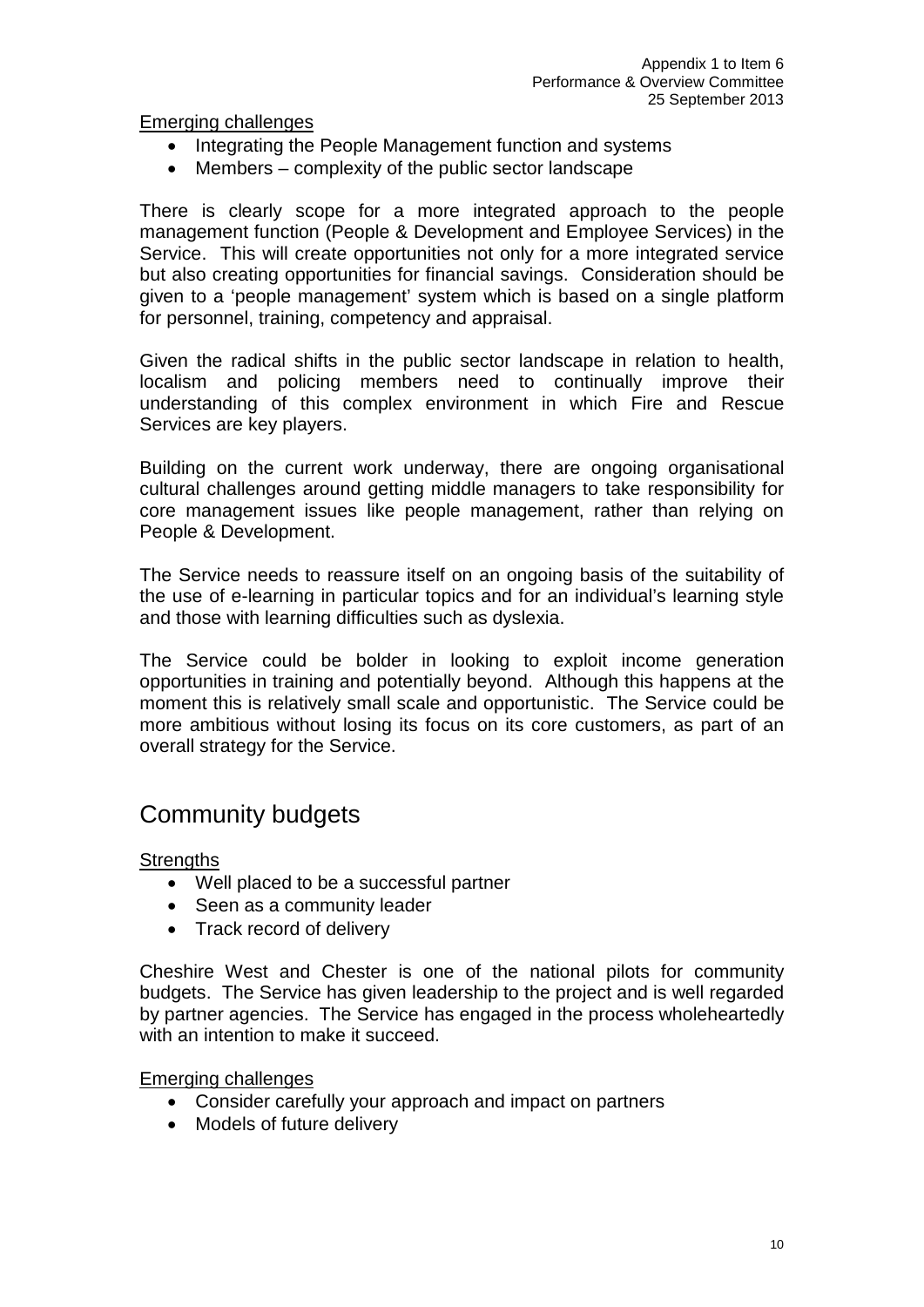Emerging challenges

- Integrating the People Management function and systems
- Members – complexity of the public sector landscape

There is clearly scope for a more integrated approach to the people management function (People & Development and Employee Services) in the Service. This will create opportunities not only for a more integrated service but also creating opportunities for financial savings. Consideration should be given to a 'people management' system which is based on a single platform for personnel, training, competency and appraisal.

Given the radical shifts in the public sector landscape in relation to health, localism and policing members need to continually improve their understanding of this complex environment in which Fire and Rescue Services are key players.

Building on the current work underway, there are ongoing organisational cultural challenges around getting middle managers to take responsibility for core management issues like people management, rather than relying on People & Development.

The Service needs to reassure itself on an ongoing basis of the suitability of the use of e-learning in particular topics and for an individual's learning style and those with learning difficulties such as dyslexia.

The Service could be bolder in looking to exploit income generation opportunities in training and potentially beyond. Although this happens at the moment this is relatively small scale and opportunistic. The Service could be more ambitious without losing its focus on its core customers, as part of an overall strategy for the Service.

## Community budgets

Strengths

- Well placed to be a successful partner
- Seen as a community leader
- Track record of delivery

Cheshire West and Chester is one of the national pilots for community budgets. The Service has given leadership to the project and is well regarded by partner agencies. The Service has engaged in the process wholeheartedly with an intention to make it succeed.

Emerging challenges

- Consider carefully your approach and impact on partners
- Models of future delivery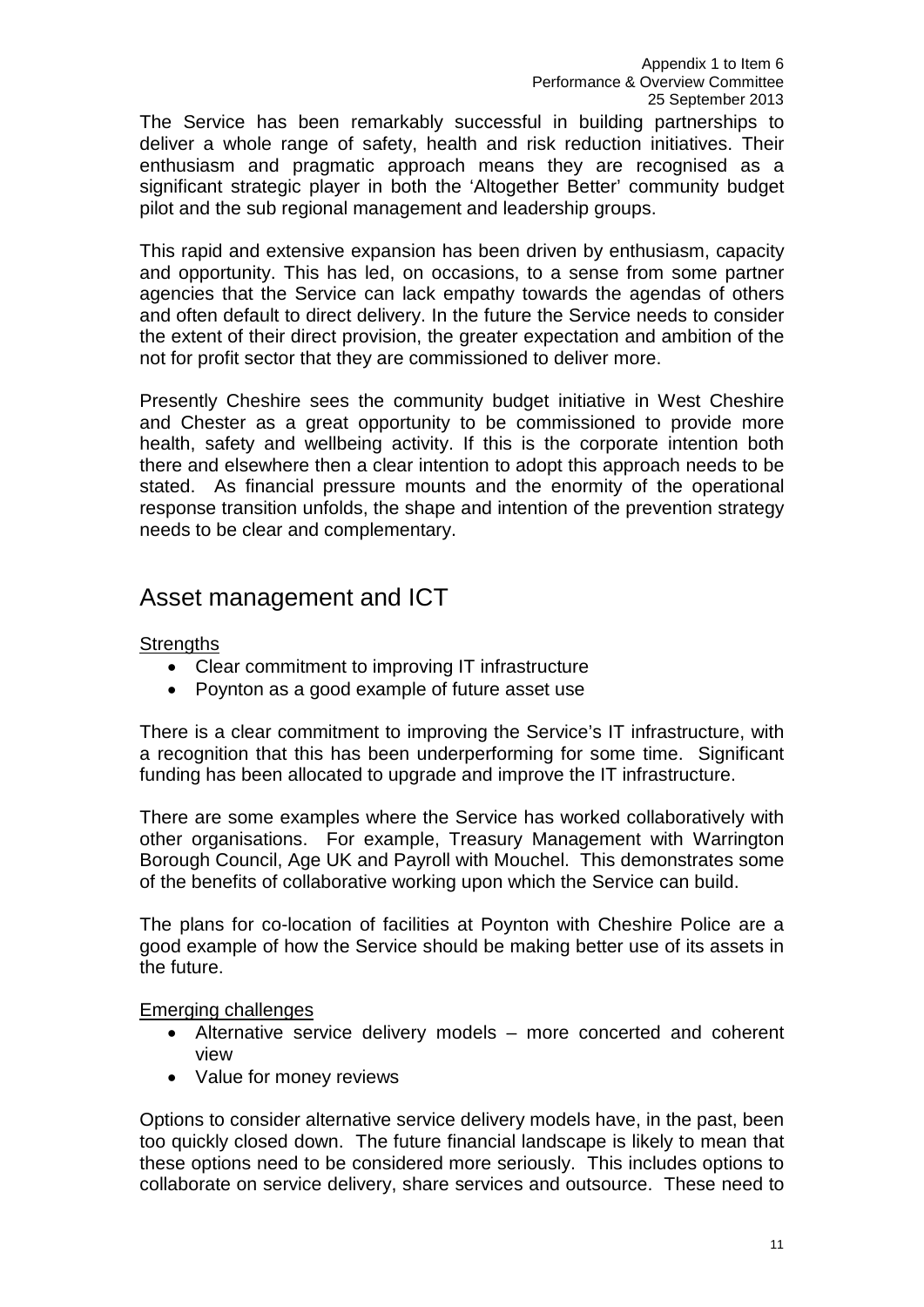The Service has been remarkably successful in building partnerships to deliver a whole range of safety, health and risk reduction initiatives. Their enthusiasm and pragmatic approach means they are recognised as a significant strategic player in both the 'Altogether Better' community budget pilot and the sub regional management and leadership groups.

This rapid and extensive expansion has been driven by enthusiasm, capacity and opportunity. This has led, on occasions, to a sense from some partner agencies that the Service can lack empathy towards the agendas of others and often default to direct delivery. In the future the Service needs to consider the extent of their direct provision, the greater expectation and ambition of the not for profit sector that they are commissioned to deliver more.

Presently Cheshire sees the community budget initiative in West Cheshire and Chester as a great opportunity to be commissioned to provide more health, safety and wellbeing activity. If this is the corporate intention both there and elsewhere then a clear intention to adopt this approach needs to be stated. As financial pressure mounts and the enormity of the operational response transition unfolds, the shape and intention of the prevention strategy needs to be clear and complementary.

## Asset management and ICT

Strengths

- Clear commitment to improving IT infrastructure
- Poynton as a good example of future asset use

There is a clear commitment to improving the Service's IT infrastructure, with a recognition that this has been underperforming for some time. Significant funding has been allocated to upgrade and improve the IT infrastructure.

There are some examples where the Service has worked collaboratively with other organisations. For example, Treasury Management with Warrington Borough Council, Age UK and Payroll with Mouchel. This demonstrates some of the benefits of collaborative working upon which the Service can build.

The plans for co-location of facilities at Poynton with Cheshire Police are a good example of how the Service should be making better use of its assets in the future.

Emerging challenges

- Alternative service delivery models – more concerted and coherent view
- Value for money reviews

Options to consider alternative service delivery models have, in the past, been too quickly closed down. The future financial landscape is likely to mean that these options need to be considered more seriously. This includes options to collaborate on service delivery, share services and outsource. These need to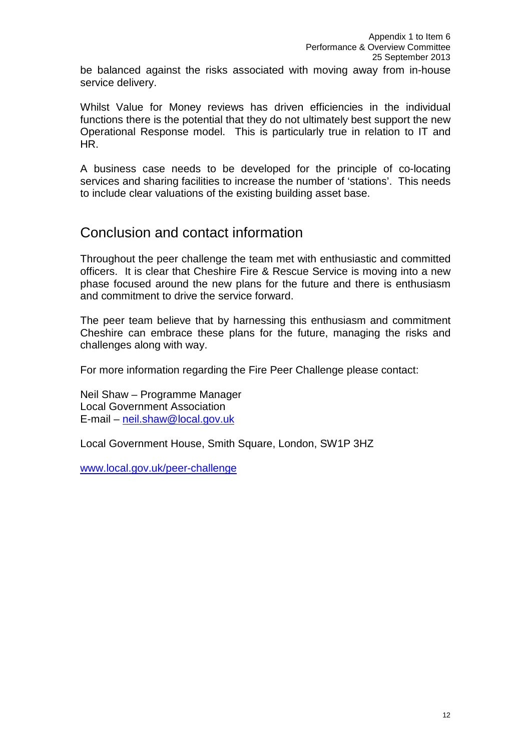be balanced against the risks associated with moving away from in-house service delivery.

Whilst Value for Money reviews has driven efficiencies in the individual functions there is the potential that they do not ultimately best support the new Operational Response model. This is particularly true in relation to IT and HR.

A business case needs to be developed for the principle of co-locating services and sharing facilities to increase the number of 'stations'. This needs to include clear valuations of the existing building asset base.

## Conclusion and contact information

Throughout the peer challenge the team met with enthusiastic and committed officers. It is clear that Cheshire Fire & Rescue Service is moving into a new phase focused around the new plans for the future and there is enthusiasm and commitment to drive the service forward.

The peer team believe that by harnessing this enthusiasm and commitment Cheshire can embrace these plans for the future, managing the risks and challenges along with way.

For more information regarding the Fire Peer Challenge please contact:

Neil Shaw – Programme Manager
Local Government Association
E-mail – neil.shaw@local.gov.uk

Local Government House, Smith Square, London, SW1P 3HZ

www.local.gov.uk/peer-challenge